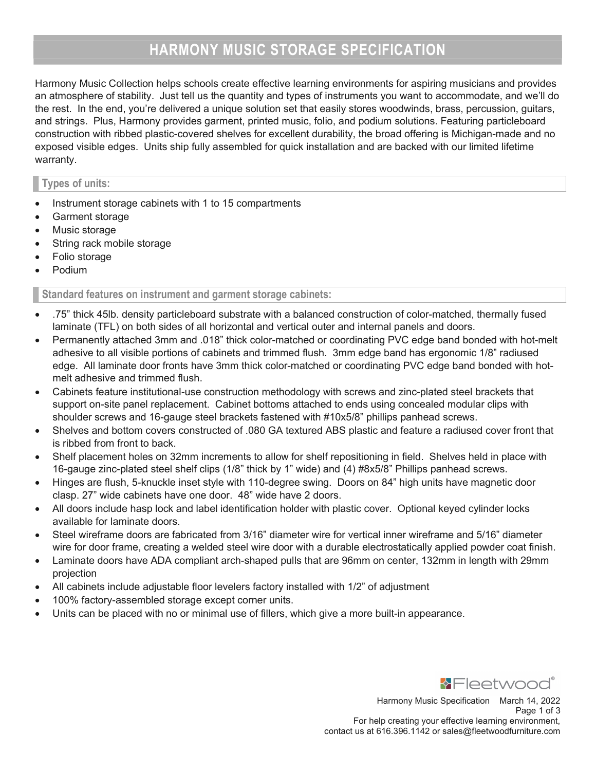# HARMONY MUSIC STORAGE SPECIFICATION

Harmony Music Collection helps schools create effective learning environments for aspiring musicians and provides an atmosphere of stability. Just tell us the quantity and types of instruments you want to accommodate, and we'll do the rest. In the end, you're delivered a unique solution set that easily stores woodwinds, brass, percussion, guitars, and strings. Plus, Harmony provides garment, printed music, folio, and podium solutions. Featuring particleboard construction with ribbed plastic-covered shelves for excellent durability, the broad offering is Michigan-made and no exposed visible edges. Units ship fully assembled for quick installation and are backed with our limited lifetime warranty.

## Types of units:

- Instrument storage cabinets with 1 to 15 compartments
- Garment storage
- Music storage
- String rack mobile storage
- Folio storage
- Podium

## Standard features on instrument and garment storage cabinets:

- .75" thick 45lb. density particleboard substrate with a balanced construction of color-matched, thermally fused laminate (TFL) on both sides of all horizontal and vertical outer and internal panels and doors.
- Permanently attached 3mm and .018" thick color-matched or coordinating PVC edge band bonded with hot-melt adhesive to all visible portions of cabinets and trimmed flush. 3mm edge band has ergonomic 1/8" radiused edge. All laminate door fronts have 3mm thick color-matched or coordinating PVC edge band bonded with hot-melt adhesive and trimmed flush.
- Cabinets feature institutional-use construction methodology with screws and zinc-plated steel brackets that support on-site panel replacement. Cabinet bottoms attached to ends using concealed modular clips with shoulder screws and 16-gauge steel brackets fastened with #10x5/8" phillips panhead screws.
- Shelves and bottom covers constructed of .080 GA textured ABS plastic and feature a radiused cover front that is ribbed from front to back.
- Shelf placement holes on 32mm increments to allow for shelf repositioning in field. Shelves held in place with 16-gauge zinc-plated steel shelf clips (1/8" thick by 1" wide) and (4) #8x5/8" Phillips panhead screws.
- Hinges are flush, 5-knuckle inset style with 110-degree swing. Doors on 84" high units have magnetic door clasp. 27" wide cabinets have one door. 48" wide have 2 doors.
- All doors include hasp lock and label identification holder with plastic cover. Optional keyed cylinder locks available for laminate doors.
- Steel wireframe doors are fabricated from 3/16" diameter wire for vertical inner wireframe and 5/16" diameter wire for door frame, creating a welded steel wire door with a durable electrostatically applied powder coat finish.
- Laminate doors have ADA compliant arch-shaped pulls that are 96mm on center, 132mm in length with 29mm projection
- All cabinets include adjustable floor levelers factory installed with 1/2" of adjustment
- 100% factory-assembled storage except corner units.
- Units can be placed with no or minimal use of fillers, which give a more built-in appearance.

Harmony Music Specification March 14, 2022

For help creating your effective learning environment, contact us at 616.396.1142 or sales@fleetwoodfurniture.com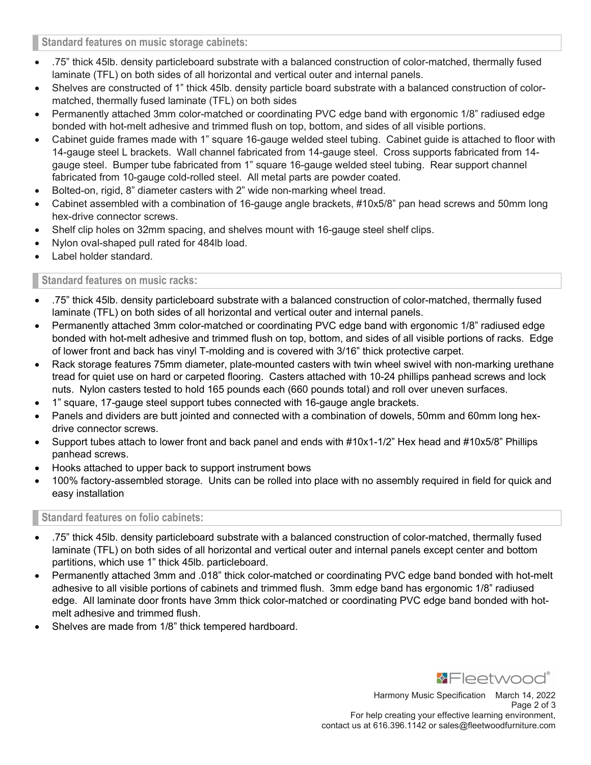## Standard features on music storage cabinets:

- .75" thick 45lb. density particleboard substrate with a balanced construction of color-matched, thermally fused laminate (TFL) on both sides of all horizontal and vertical outer and internal panels.
- Shelves are constructed of 1" thick 45lb. density particle board substrate with a balanced construction of color-matched, thermally fused laminate (TFL) on both sides
- Permanently attached 3mm color-matched or coordinating PVC edge band with ergonomic 1/8" radiused edge bonded with hot-melt adhesive and trimmed flush on top, bottom, and sides of all visible portions.
- Cabinet guide frames made with 1" square 16-gauge welded steel tubing. Cabinet guide is attached to floor with 14-gauge steel L brackets. Wall channel fabricated from 14-gauge steel. Cross supports fabricated from 14-gauge steel. Bumper tube fabricated from 1" square 16-gauge welded steel tubing. Rear support channel fabricated from 10-gauge cold-rolled steel. All metal parts are powder coated.
- Bolted-on, rigid, 8" diameter casters with 2" wide non-marking wheel tread.
- Cabinet assembled with a combination of 16-gauge angle brackets, #10x5/8" pan head screws and 50mm long hex-drive connector screws.
- Shelf clip holes on 32mm spacing, and shelves mount with 16-gauge steel shelf clips.
- Nylon oval-shaped pull rated for 484lb load.
- Label holder standard.

## Standard features on music racks:

- .75" thick 45lb. density particleboard substrate with a balanced construction of color-matched, thermally fused laminate (TFL) on both sides of all horizontal and vertical outer and internal panels.
- Permanently attached 3mm color-matched or coordinating PVC edge band with ergonomic 1/8" radiused edge bonded with hot-melt adhesive and trimmed flush on top, bottom, and sides of all visible portions of racks. Edge of lower front and back has vinyl T-molding and is covered with 3/16" thick protective carpet.
- Rack storage features 75mm diameter, plate-mounted casters with twin wheel swivel with non-marking urethane tread for quiet use on hard or carpeted flooring. Casters attached with 10-24 phillips panhead screws and lock nuts. Nylon casters tested to hold 165 pounds each (660 pounds total) and roll over uneven surfaces.
- 1" square, 17-gauge steel support tubes connected with 16-gauge angle brackets.
- Panels and dividers are butt jointed and connected with a combination of dowels, 50mm and 60mm long hex-drive connector screws.
- Support tubes attach to lower front and back panel and ends with #10x1-1/2" Hex head and #10x5/8" Phillips panhead screws.
- Hooks attached to upper back to support instrument bows
- 100% factory-assembled storage. Units can be rolled into place with no assembly required in field for quick and easy installation

## Standard features on folio cabinets:

- .75" thick 45lb. density particleboard substrate with a balanced construction of color-matched, thermally fused laminate (TFL) on both sides of all horizontal and vertical outer and internal panels except center and bottom partitions, which use 1" thick 45lb. particleboard.
- Permanently attached 3mm and .018" thick color-matched or coordinating PVC edge band bonded with hot-melt adhesive to all visible portions of cabinets and trimmed flush. 3mm edge band has ergonomic 1/8" radiused edge. All laminate door fronts have 3mm thick color-matched or coordinating PVC edge band bonded with hot-melt adhesive and trimmed flush.
- Shelves are made from 1/8" thick tempered hardboard.

Fleetwood®

Harmony Music Specification March 14, 2022

For help creating your effective learning environment, contact us at 616.396.1142 or sales@fleetwoodfurniture.com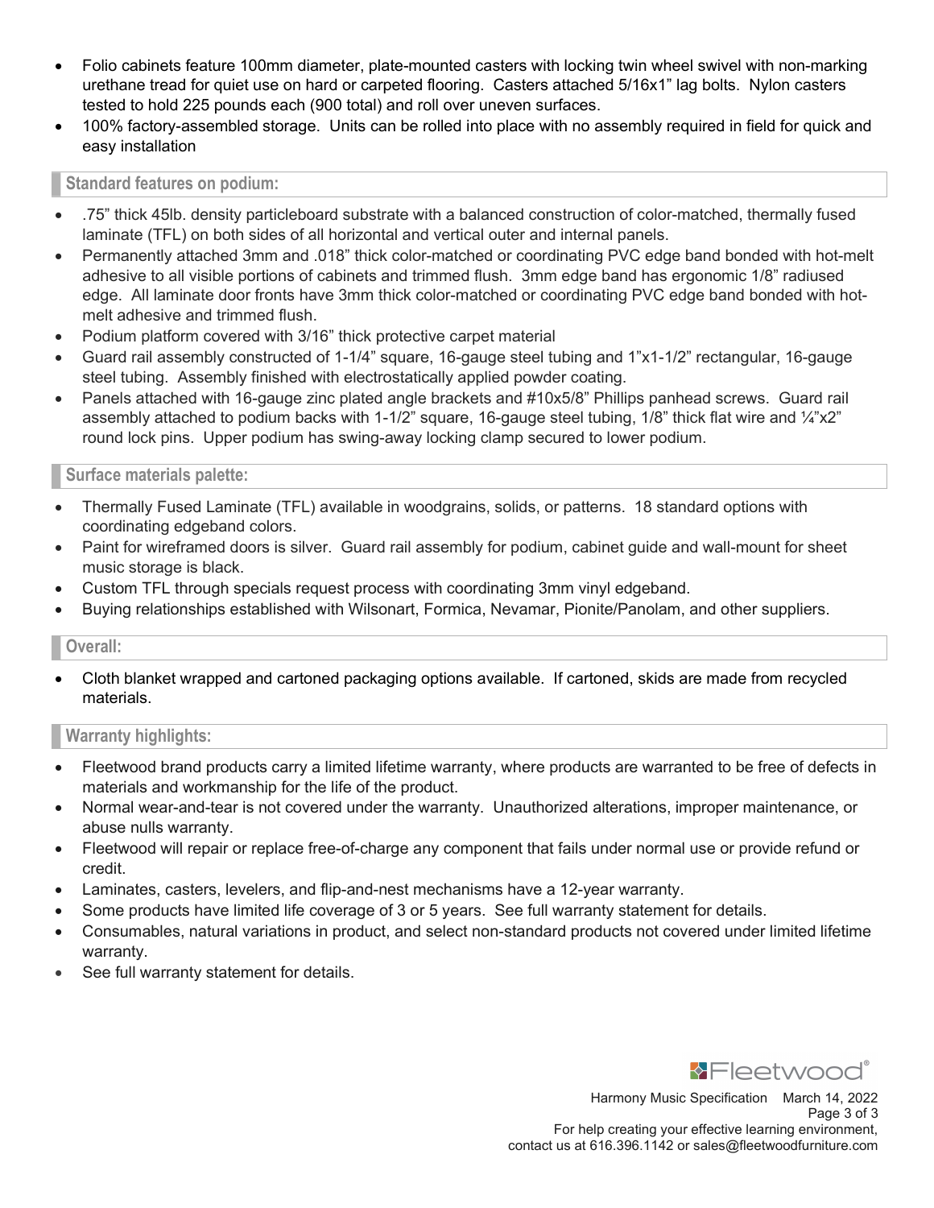- Folio cabinets feature 100mm diameter, plate-mounted casters with locking twin wheel swivel with non-marking urethane tread for quiet use on hard or carpeted flooring. Casters attached 5/16x1" lag bolts. Nylon casters tested to hold 225 pounds each (900 total) and roll over uneven surfaces.
- 100% factory-assembled storage. Units can be rolled into place with no assembly required in field for quick and easy installation

## Standard features on podium:

- .75" thick 45lb. density particleboard substrate with a balanced construction of color-matched, thermally fused laminate (TFL) on both sides of all horizontal and vertical outer and internal panels.
- Permanently attached 3mm and .018" thick color-matched or coordinating PVC edge band bonded with hot-melt adhesive to all visible portions of cabinets and trimmed flush. 3mm edge band has ergonomic 1/8" radiused edge. All laminate door fronts have 3mm thick color-matched or coordinating PVC edge band bonded with hot-melt adhesive and trimmed flush.
- Podium platform covered with 3/16" thick protective carpet material
- Guard rail assembly constructed of 1-1/4" square, 16-gauge steel tubing and 1"x1-1/2" rectangular, 16-gauge steel tubing. Assembly finished with electrostatically applied powder coating.
- Panels attached with 16-gauge zinc plated angle brackets and #10x5/8" Phillips panhead screws. Guard rail assembly attached to podium backs with 1-1/2" square, 16-gauge steel tubing, 1/8" thick flat wire and ¼"x2" round lock pins. Upper podium has swing-away locking clamp secured to lower podium.

## Surface materials palette:

- Thermally Fused Laminate (TFL) available in woodgrains, solids, or patterns. 18 standard options with coordinating edgeband colors.
- Paint for wireframed doors is silver. Guard rail assembly for podium, cabinet guide and wall-mount for sheet music storage is black.
- Custom TFL through specials request process with coordinating 3mm vinyl edgeband.
- Buying relationships established with Wilsonart, Formica, Nevamar, Pionite/Panolam, and other suppliers.

## Overall:

- Cloth blanket wrapped and cartoned packaging options available. If cartoned, skids are made from recycled materials.

## Warranty highlights:

- Fleetwood brand products carry a limited lifetime warranty, where products are warranted to be free of defects in materials and workmanship for the life of the product.
- Normal wear-and-tear is not covered under the warranty. Unauthorized alterations, improper maintenance, or abuse nulls warranty.
- Fleetwood will repair or replace free-of-charge any component that fails under normal use or provide refund or credit.
- Laminates, casters, levelers, and flip-and-nest mechanisms have a 12-year warranty.
- Some products have limited life coverage of 3 or 5 years. See full warranty statement for details.
- Consumables, natural variations in product, and select non-standard products not covered under limited lifetime warranty.
- See full warranty statement for details.

Fleetwood®

Harmony Music Specification March 14, 2022

For help creating your effective learning environment, contact us at 616.396.1142 or sales@fleetwoodfurniture.com